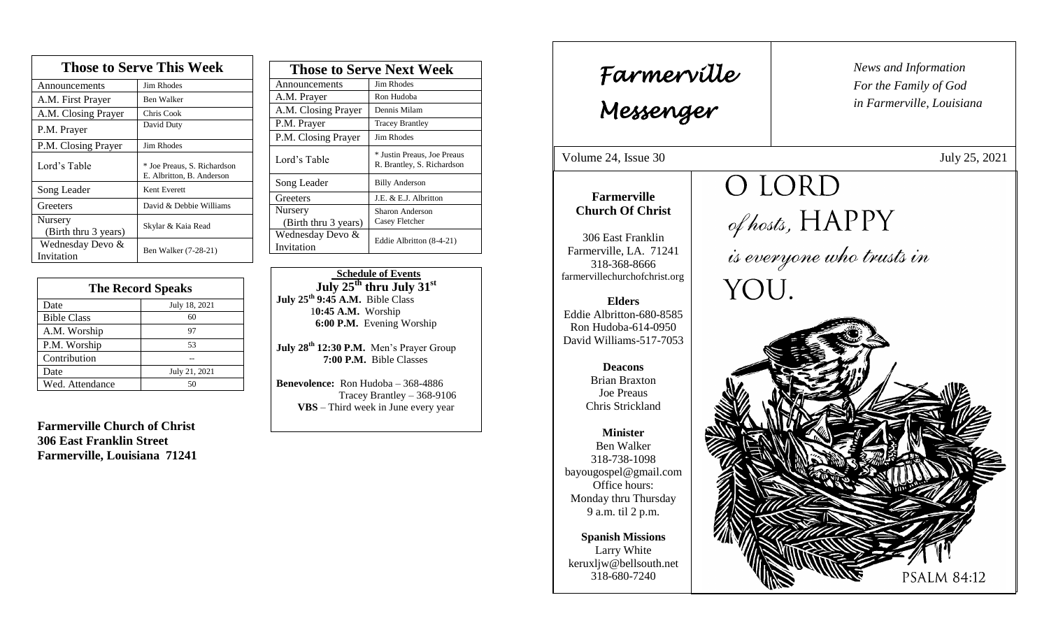| Those to Serve This Week | |
|---|---|
| Announcements | Jim Rhodes |
| A.M. First Prayer | Ben Walker |
| A.M. Closing Prayer | Chris Cook |
| P.M. Prayer | David Duty |
| P.M. Closing Prayer | Jim Rhodes |
| Lord's Table | * Joe Preaus, S. Richardson E. Albritton, B. Anderson |
| Song Leader | Kent Everett |
| Greeters | David & Debbie Williams |
| Nursery (Birth thru 3 years) | Skylar & Kaia Read |
| Wednesday Devo & Invitation | Ben Walker (7-28-21) |

| The Record Speaks | |
|---|---|
| Date | July 18, 2021 |
| Bible Class | 60 |
| A.M. Worship | 97 |
| P.M. Worship | 53 |
| Contribution | -- |
| Date | July 21, 2021 |
| Wed. Attendance | 50 |

**Farmerville Church of Christ**
**306 East Franklin Street**
**Farmerville, Louisiana 71241**

| Those to Serve Next Week | |
|---|---|
| Announcements | Jim Rhodes |
| A.M. Prayer | Ron Hudoba |
| A.M. Closing Prayer | Dennis Milam |
| P.M. Prayer | Tracey Brantley |
| P.M. Closing Prayer | Jim Rhodes |
| Lord's Table | * Justin Preaus, Joe Preaus R. Brantley, S. Richardson |
| Song Leader | Billy Anderson |
| Greeters | J.E. & E.J. Albritton |
| Nursery (Birth thru 3 years) | Sharon Anderson Casey Fletcher |
| Wednesday Devo & Invitation | Eddie Albritton (8-4-21) |

**Schedule of Events**
**July 25th thru July 31st**

**July 25th 9:45 A.M.** Bible Class
**10:45 A.M.** Worship
**6:00 P.M.** Evening Worship

**July 28th 12:30 P.M.** Men's Prayer Group
**7:00 P.M.** Bible Classes

**Benevolence:** Ron Hudoba – 368-4886
Tracey Brantley – 368-9106
**VBS** – Third week in June every year

# Farmerville Messenger

*News and Information*
*For the Family of God*
*in Farmerville, Louisiana*

Volume 24, Issue 30 July 25, 2021

**Farmerville Church Of Christ**

306 East Franklin
Farmerville, LA. 71241
318-368-8666
farmervillechurchofchrist.org

**Elders**
Eddie Albritton-680-8585
Ron Hudoba-614-0950
David Williams-517-7053

**Deacons**
Brian Braxton
Joe Preaus
Chris Strickland

**Minister**
Ben Walker
318-738-1098
bayougospel@gmail.com
Office hours:
Monday thru Thursday
9 a.m. til 2 p.m.

**Spanish Missions**
Larry White
keruxljw@bellsouth.net
318-680-7240

O LORD of hosts, HAPPY is everyone who trusts in YOU.

PSALM 84:12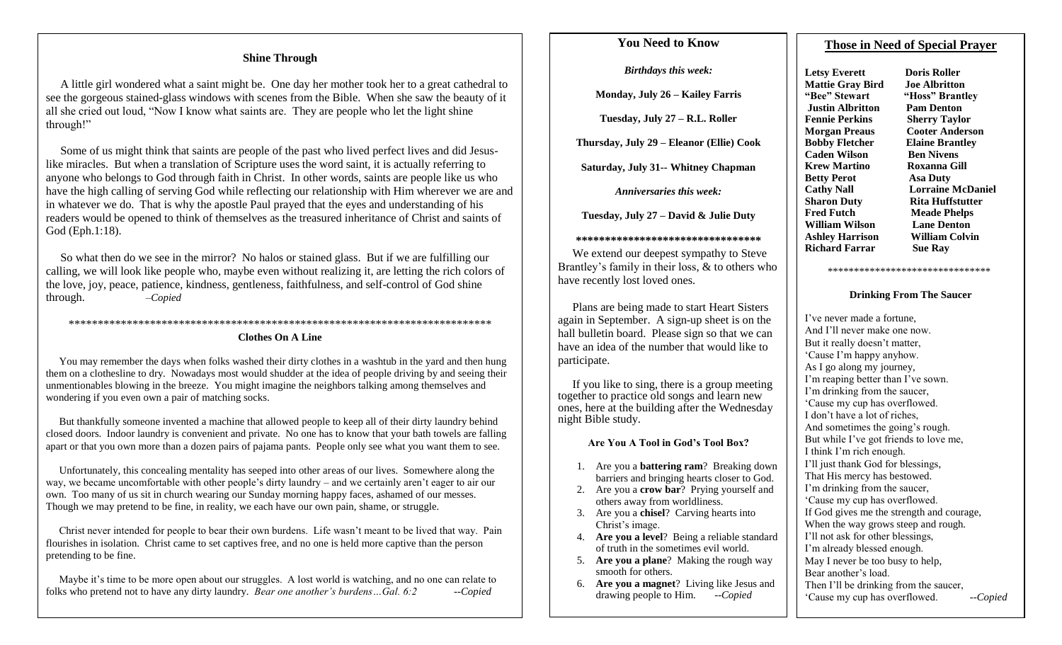## Shine Through

A little girl wondered what a saint might be. One day her mother took her to a great cathedral to see the gorgeous stained-glass windows with scenes from the Bible. When she saw the beauty of it all she cried out loud, "Now I know what saints are. They are people who let the light shine through!"

Some of us might think that saints are people of the past who lived perfect lives and did Jesus-like miracles. But when a translation of Scripture uses the word saint, it is actually referring to anyone who belongs to God through faith in Christ. In other words, saints are people like us who have the high calling of serving God while reflecting our relationship with Him wherever we are and in whatever we do. That is why the apostle Paul prayed that the eyes and understanding of his readers would be opened to think of themselves as the treasured inheritance of Christ and saints of God (Eph.1:18).

So what then do we see in the mirror? No halos or stained glass. But if we are fulfilling our calling, we will look like people who, maybe even without realizing it, are letting the rich colors of the love, joy, peace, patience, kindness, gentleness, faithfulness, and self-control of God shine through. *–Copied*

*******************************************************************************

## Clothes On A Line

You may remember the days when folks washed their dirty clothes in a washtub in the yard and then hung them on a clothesline to dry. Nowadays most would shudder at the idea of people driving by and seeing their unmentionables blowing in the breeze. You might imagine the neighbors talking among themselves and wondering if you even own a pair of matching socks.

But thankfully someone invented a machine that allowed people to keep all of their dirty laundry behind closed doors. Indoor laundry is convenient and private. No one has to know that your bath towels are falling apart or that you own more than a dozen pairs of pajama pants. People only see what you want them to see.

Unfortunately, this concealing mentality has seeped into other areas of our lives. Somewhere along the way, we became uncomfortable with other people's dirty laundry – and we certainly aren't eager to air our own. Too many of us sit in church wearing our Sunday morning happy faces, ashamed of our messes. Though we may pretend to be fine, in reality, we each have our own pain, shame, or struggle.

Christ never intended for people to bear their own burdens. Life wasn't meant to be lived that way. Pain flourishes in isolation. Christ came to set captives free, and no one is held more captive than the person pretending to be fine.

Maybe it's time to be more open about our struggles. A lost world is watching, and no one can relate to folks who pretend not to have any dirty laundry. *Bear one another's burdens…Gal. 6:2* *--Copied*

## You Need to Know

***Birthdays this week:***

**Monday, July 26 – Kailey Farris**

**Tuesday, July 27 – R.L. Roller**

**Thursday, July 29 – Eleanor (Ellie) Cook**

**Saturday, July 31-- Whitney Chapman**

***Anniversaries this week:***

**Tuesday, July 27 – David & Julie Duty**

**********************************

We extend our deepest sympathy to Steve Brantley's family in their loss, & to others who have recently lost loved ones.

Plans are being made to start Heart Sisters again in September. A sign-up sheet is on the hall bulletin board. Please sign so that we can have an idea of the number that would like to participate.

If you like to sing, there is a group meeting together to practice old songs and learn new ones, here at the building after the Wednesday night Bible study.

### Are You A Tool in God's Tool Box?

1. Are you a **battering ram**? Breaking down barriers and bringing hearts closer to God.
2. Are you a **crow bar**? Prying yourself and others away from worldliness.
3. Are you a **chisel**? Carving hearts into Christ's image.
4. **Are you a level**? Being a reliable standard of truth in the sometimes evil world.
5. **Are you a plane**? Making the rough way smooth for others.
6. **Are you a magnet**? Living like Jesus and drawing people to Him. *--Copied*

## Those in Need of Special Prayer

| | |
|---|---|
| **Letsy Everett** | **Doris Roller** |
| **Mattie Gray Bird** | **Joe Albritton** |
| **"Bee" Stewart** | **"Hoss" Brantley** |
| **Justin Albritton** | **Pam Denton** |
| **Fennie Perkins** | **Sherry Taylor** |
| **Morgan Preaus** | **Cooter Anderson** |
| **Bobby Fletcher** | **Elaine Brantley** |
| **Caden Wilson** | **Ben Nivens** |
| **Krew Martino** | **Roxanna Gill** |
| **Betty Perot** | **Asa Duty** |
| **Cathy Nall** | **Lorraine McDaniel** |
| **Sharon Duty** | **Rita Huffstutter** |
| **Fred Futch** | **Meade Phelps** |
| **William Wilson** | **Lane Denton** |
| **Ashley Harrison** | **William Colvin** |
| **Richard Farrar** | **Sue Ray** |

********************************

### Drinking From The Saucer

I've never made a fortune,
And I'll never make one now.
But it really doesn't matter,
'Cause I'm happy anyhow.
As I go along my journey,
I'm reaping better than I've sown.
I'm drinking from the saucer,
'Cause my cup has overflowed.
I don't have a lot of riches,
And sometimes the going's rough.
But while I've got friends to love me,
I think I'm rich enough.
I'll just thank God for blessings,
That His mercy has bestowed.
I'm drinking from the saucer,
'Cause my cup has overflowed.
If God gives me the strength and courage,
When the way grows steep and rough.
I'll not ask for other blessings,
I'm already blessed enough.
May I never be too busy to help,
Bear another's load.
Then I'll be drinking from the saucer,
'Cause my cup has overflowed. *--Copied*